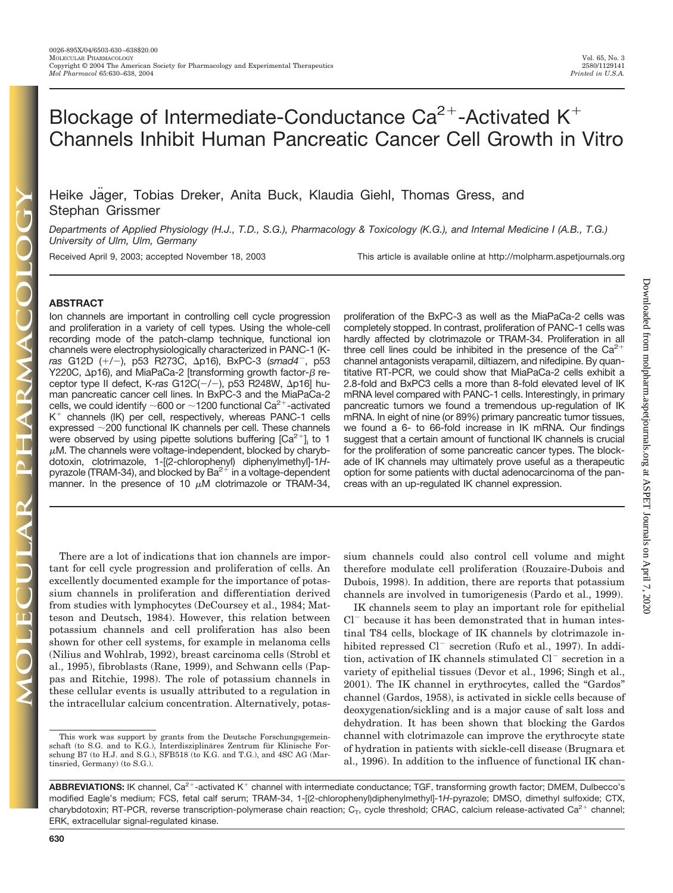# Blockage of Intermediate-Conductance $Ca^{2+}$-Activated $K^+$ Channels Inhibit Human Pancreatic Cancer Cell Growth in Vitro

Heike Jäger, Tobias Dreker, Anita Buck, Klaudia Giehl, Thomas Gress, and Stephan Grissmer

*Departments of Applied Physiology (H.J., T.D., S.G.), Pharmacology & Toxicology (K.G.), and Internal Medicine I (A.B., T.G.) University of Ulm, Ulm, Germany*

Received April 9, 2003; accepted November 18, 2003

This article is available online at http://molpharm.aspetjournals.org

## ABSTRACT

Ion channels are important in controlling cell cycle progression and proliferation in a variety of cell types. Using the whole-cell recording mode of the patch-clamp technique, functional ion channels were electrophysiologically characterized in PANC-1 (K-*ras* G12D (+/−), p53 R273C, Δp16), BxPC-3 (*smad4*⁻, p53 Y220C, Δp16), and MiaPaCa-2 [transforming growth factor-β receptor type II defect, K-*ras* G12C(−/−), p53 R248W, Δp16] human pancreatic cancer cell lines. In BxPC-3 and the MiaPaCa-2 cells, we could identify ~600 or ~1200 functional $Ca^{2+}$-activated $K^+$ channels (IK) per cell, respectively, whereas PANC-1 cells expressed ~200 functional IK channels per cell. These channels were observed by using pipette solutions buffering $[Ca^{2+}]_i$ to 1 μM. The channels were voltage-independent, blocked by charybdotoxin, clotrimazole, 1-[(2-chlorophenyl) diphenylmethyl]-1*H*-pyrazole (TRAM-34), and blocked by $Ba^{2+}$ in a voltage-dependent manner. In the presence of 10 μM clotrimazole or TRAM-34, proliferation of the BxPC-3 as well as the MiaPaCa-2 cells was completely stopped. In contrast, proliferation of PANC-1 cells was hardly affected by clotrimazole or TRAM-34. Proliferation in all three cell lines could be inhibited in the presence of the $Ca^{2+}$ channel antagonists verapamil, diltiazem, and nifedipine. By quantitative RT-PCR, we could show that MiaPaCa-2 cells exhibit a 2.8-fold and BxPC3 cells a more than 8-fold elevated level of IK mRNA level compared with PANC-1 cells. Interestingly, in primary pancreatic tumors we found a tremendous up-regulation of IK mRNA. In eight of nine (or 89%) primary pancreatic tumor tissues, we found a 6- to 66-fold increase in IK mRNA. Our findings suggest that a certain amount of functional IK channels is crucial for the proliferation of some pancreatic cancer types. The blockade of IK channels may ultimately prove useful as a therapeutic option for some patients with ductal adenocarcinoma of the pancreas with an up-regulated IK channel expression.

There are a lot of indications that ion channels are important for cell cycle progression and proliferation of cells. An excellently documented example for the importance of potassium channels in proliferation and differentiation derived from studies with lymphocytes (DeCoursey et al., 1984; Matteson and Deutsch, 1984). However, this relation between potassium channels and cell proliferation has also been shown for other cell systems, for example in melanoma cells (Nilius and Wohlrab, 1992), breast carcinoma cells (Strobl et al., 1995), fibroblasts (Rane, 1999), and Schwann cells (Pappas and Ritchie, 1998). The role of potassium channels in these cellular events is usually attributed to a regulation in the intracellular calcium concentration. Alternatively, potassium channels could also control cell volume and might therefore modulate cell proliferation (Rouzaire-Dubois and Dubois, 1998). In addition, there are reports that potassium channels are involved in tumorigenesis (Pardo et al., 1999).

IK channels seem to play an important role for epithelial $Cl^-$ because it has been demonstrated that in human intestinal T84 cells, blockage of IK channels by clotrimazole inhibited repressed $Cl^-$ secretion (Rufo et al., 1997). In addition, activation of IK channels stimulated $Cl^-$ secretion in a variety of epithelial tissues (Devor et al., 1996; Singh et al., 2001). The IK channel in erythrocytes, called the "Gardos" channel (Gardos, 1958), is activated in sickle cells because of deoxygenation/sickling and is a major cause of salt loss and dehydration. It has been shown that blocking the Gardos channel with clotrimazole can improve the erythrocyte state of hydration in patients with sickle-cell disease (Brugnara et al., 1996). In addition to the influence of functional IK chan-

This work was support by grants from the Deutsche Forschungsgemeinschaft (to S.G. and to K.G.), Interdisziplinäres Zentrum für Klinische Forschung B7 (to H.J. and S.G.), SFB518 (to K.G. and T.G.), and 4SC AG (Martinsried, Germany) (to S.G.).

**ABBREVIATIONS:** IK channel, $Ca^{2+}$-activated $K^+$ channel with intermediate conductance; TGF, transforming growth factor; DMEM, Dulbecco's modified Eagle's medium; FCS, fetal calf serum; TRAM-34, 1-[(2-chlorophenyl)diphenylmethyl]-1*H*-pyrazole; DMSO, dimethyl sulfoxide; CTX, charybdotoxin; RT-PCR, reverse transcription-polymerase chain reaction; $C_T$, cycle threshold; CRAC, calcium release-activated $Ca^{2+}$ channel; ERK, extracellular signal-regulated kinase.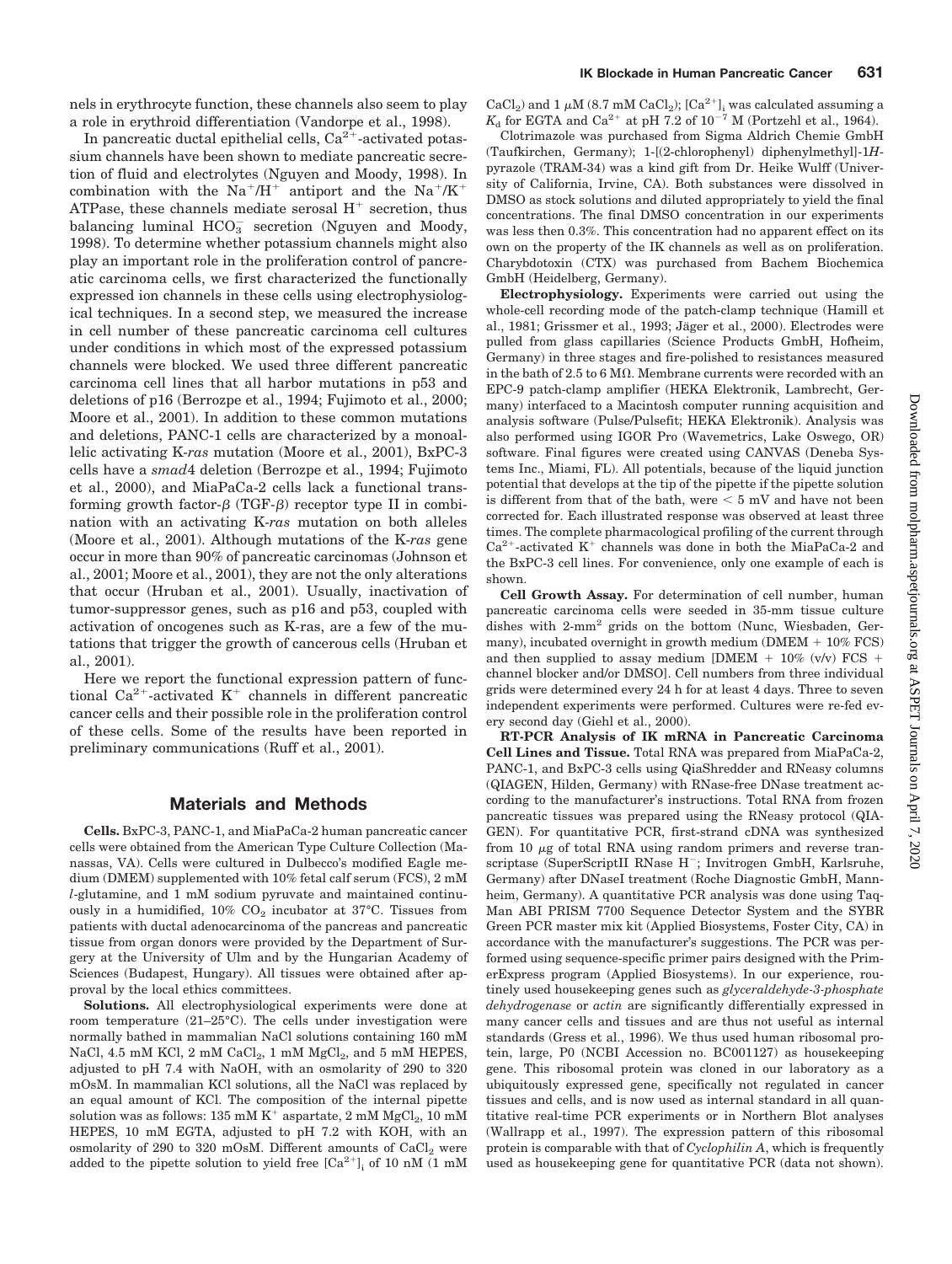nels in erythrocyte function, these channels also seem to play a role in erythroid differentiation (Vandorpe et al., 1998).

In pancreatic ductal epithelial cells, $Ca^{2+}$-activated potassium channels have been shown to mediate pancreatic secretion of fluid and electrolytes (Nguyen and Moody, 1998). In combination with the $Na^+/H^+$ antiport and the $Na^+/K^+$ ATPase, these channels mediate serosal $H^+$ secretion, thus balancing luminal $HCO_3^-$ secretion (Nguyen and Moody, 1998). To determine whether potassium channels might also play an important role in the proliferation control of pancreatic carcinoma cells, we first characterized the functionally expressed ion channels in these cells using electrophysiological techniques. In a second step, we measured the increase in cell number of these pancreatic carcinoma cell cultures under conditions in which most of the expressed potassium channels were blocked. We used three different pancreatic carcinoma cell lines that all harbor mutations in p53 and deletions of p16 (Berrozpe et al., 1994; Fujimoto et al., 2000; Moore et al., 2001). In addition to these common mutations and deletions, PANC-1 cells are characterized by a monoallelic activating K-*ras* mutation (Moore et al., 2001), BxPC-3 cells have a *smad*4 deletion (Berrozpe et al., 1994; Fujimoto et al., 2000), and MiaPaCa-2 cells lack a functional transforming growth factor-β (TGF-β) receptor type II in combination with an activating K-*ras* mutation on both alleles (Moore et al., 2001). Although mutations of the K-*ras* gene occur in more than 90% of pancreatic carcinomas (Johnson et al., 2001; Moore et al., 2001), they are not the only alterations that occur (Hruban et al., 2001). Usually, inactivation of tumor-suppressor genes, such as p16 and p53, coupled with activation of oncogenes such as K-ras, are a few of the mutations that trigger the growth of cancerous cells (Hruban et al., 2001).

Here we report the functional expression pattern of functional $Ca^{2+}$-activated $K^+$ channels in different pancreatic cancer cells and their possible role in the proliferation control of these cells. Some of the results have been reported in preliminary communications (Ruff et al., 2001).

## Materials and Methods

**Cells.** BxPC-3, PANC-1, and MiaPaCa-2 human pancreatic cancer cells were obtained from the American Type Culture Collection (Manassas, VA). Cells were cultured in Dulbecco's modified Eagle medium (DMEM) supplemented with 10% fetal calf serum (FCS), 2 mM *l*-glutamine, and 1 mM sodium pyruvate and maintained continuously in a humidified, 10% $CO_2$ incubator at 37°C. Tissues from patients with ductal adenocarcinoma of the pancreas and pancreatic tissue from organ donors were provided by the Department of Surgery at the University of Ulm and by the Hungarian Academy of Sciences (Budapest, Hungary). All tissues were obtained after approval by the local ethics committees.

**Solutions.** All electrophysiological experiments were done at room temperature (21–25°C). The cells under investigation were normally bathed in mammalian NaCl solutions containing 160 mM NaCl, 4.5 mM KCl, 2 mM $CaCl_2$, 1 mM $MgCl_2$, and 5 mM HEPES, adjusted to pH 7.4 with NaOH, with an osmolarity of 290 to 320 mOsM. In mammalian KCl solutions, all the NaCl was replaced by an equal amount of KCl. The composition of the internal pipette solution was as follows: 135 mM $K^+$ aspartate, 2 mM $MgCl_2$, 10 mM HEPES, 10 mM EGTA, adjusted to pH 7.2 with KOH, with an osmolarity of 290 to 320 mOsM. Different amounts of $CaCl_2$ were added to the pipette solution to yield free $[Ca^{2+}]_i$ of 10 nM (1 mM $CaCl_2$) and 1 μM (8.7 mM $CaCl_2$); $[Ca^{2+}]_i$ was calculated assuming a $K_d$ for EGTA and $Ca^{2+}$ at pH 7.2 of $10^{-7}$ M (Portzehl et al., 1964).

Clotrimazole was purchased from Sigma Aldrich Chemie GmbH (Taufkirchen, Germany); 1-[(2-chlorophenyl) diphenylmethyl]-1*H*-pyrazole (TRAM-34) was a kind gift from Dr. Heike Wulff (University of California, Irvine, CA). Both substances were dissolved in DMSO as stock solutions and diluted appropriately to yield the final concentrations. The final DMSO concentration in our experiments was less then 0.3%. This concentration had no apparent effect on its own on the property of the IK channels as well as on proliferation. Charybdotoxin (CTX) was purchased from Bachem Biochemica GmbH (Heidelberg, Germany).

**Electrophysiology.** Experiments were carried out using the whole-cell recording mode of the patch-clamp technique (Hamill et al., 1981; Grissmer et al., 1993; Jäger et al., 2000). Electrodes were pulled from glass capillaries (Science Products GmbH, Hofheim, Germany) in three stages and fire-polished to resistances measured in the bath of 2.5 to 6 MΩ. Membrane currents were recorded with an EPC-9 patch-clamp amplifier (HEKA Elektronik, Lambrecht, Germany) interfaced to a Macintosh computer running acquisition and analysis software (Pulse/Pulsefit; HEKA Elektronik). Analysis was also performed using IGOR Pro (Wavemetrics, Lake Oswego, OR) software. Final figures were created using CANVAS (Deneba Systems Inc., Miami, FL). All potentials, because of the liquid junction potential that develops at the tip of the pipette if the pipette solution is different from that of the bath, were < 5 mV and have not been corrected for. Each illustrated response was observed at least three times. The complete pharmacological profiling of the current through $Ca^{2+}$-activated $K^+$ channels was done in both the MiaPaCa-2 and the BxPC-3 cell lines. For convenience, only one example of each is shown.

**Cell Growth Assay.** For determination of cell number, human pancreatic carcinoma cells were seeded in 35-mm tissue culture dishes with 2-mm² grids on the bottom (Nunc, Wiesbaden, Germany), incubated overnight in growth medium (DMEM + 10% FCS) and then supplied to assay medium [DMEM + 10% (v/v) FCS + channel blocker and/or DMSO]. Cell numbers from three individual grids were determined every 24 h for at least 4 days. Three to seven independent experiments were performed. Cultures were re-fed every second day (Giehl et al., 2000).

**RT-PCR Analysis of IK mRNA in Pancreatic Carcinoma Cell Lines and Tissue.** Total RNA was prepared from MiaPaCa-2, PANC-1, and BxPC-3 cells using QiaShredder and RNeasy columns (QIAGEN, Hilden, Germany) with RNase-free DNase treatment according to the manufacturer's instructions. Total RNA from frozen pancreatic tissues was prepared using the RNeasy protocol (QIAGEN). For quantitative PCR, first-strand cDNA was synthesized from 10 μg of total RNA using random primers and reverse transcriptase (SuperScriptII RNase H⁻; Invitrogen GmbH, Karlsruhe, Germany) after DNaseI treatment (Roche Diagnostic GmbH, Mannheim, Germany). A quantitative PCR analysis was done using TaqMan ABI PRISM 7700 Sequence Detector System and the SYBR Green PCR master mix kit (Applied Biosystems, Foster City, CA) in accordance with the manufacturer's suggestions. The PCR was performed using sequence-specific primer pairs designed with the PrimerExpress program (Applied Biosystems). In our experience, routinely used housekeeping genes such as *glyceraldehyde-3-phosphate dehydrogenase* or *actin* are significantly differentially expressed in many cancer cells and tissues and are thus not useful as internal standards (Gress et al., 1996). We thus used human ribosomal protein, large, P0 (NCBI Accession no. BC001127) as housekeeping gene. This ribosomal protein was cloned in our laboratory as a ubiquitously expressed gene, specifically not regulated in cancer tissues and cells, and is now used as internal standard in all quantitative real-time PCR experiments or in Northern Blot analyses (Wallrapp et al., 1997). The expression pattern of this ribosomal protein is comparable with that of *Cyclophilin A*, which is frequently used as housekeeping gene for quantitative PCR (data not shown).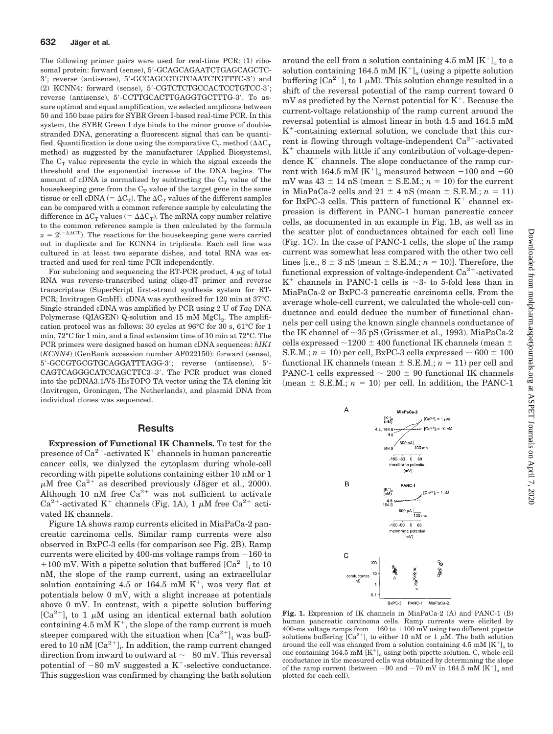The following primer pairs were used for real-time PCR: (1) ribosomal protein: forward (sense), 5′-GCAGCAGAATCTGAGCAGCTC-3′; reverse (antisense), 5′-GCCAGCGTGTCAATCTGTTTC-3′) and (2) KCNN4: forward (sense), 5′-CGTCTCTGCCACTCCTGTCC-3′; reverse (antisense), 5′-CCTTGCACTTGAGGTGCTTTG-3′. To assure optimal and equal amplification, we selected amplicons between 50 and 150 base pairs for SYBR Green I-based real-time PCR. In this system, the SYBR Green I dye binds to the minor groove of double-stranded DNA, generating a fluorescent signal that can be quantified. Quantification is done using the comparative $C_T$ method ($\Delta\Delta C_T$ method) as suggested by the manufacturer (Applied Biosystems). The $C_T$ value represents the cycle in which the signal exceeds the threshold and the exponential increase of the DNA begins. The amount of cDNA is normalized by subtracting the $C_T$ value of the housekeeping gene from the $C_T$ value of the target gene in the same tissue or cell cDNA (= $\Delta C_T$). The $\Delta C_T$ values of the different samples can be compared with a common reference sample by calculating the difference in $\Delta C_T$ values (= $\Delta\Delta C_T$). The mRNA copy number relative to the common reference sample is then calculated by the formula $x = 2^{(-\Delta\Delta CT)}$. The reactions for the housekeeping gene were carried out in duplicate and for KCNN4 in triplicate. Each cell line was cultured in at least two separate dishes, and total RNA was extracted and used for real-time PCR independently.

For subcloning and sequencing the RT-PCR product, 4 μg of total RNA was reverse-transcribed using oligo-dT primer and reverse transcriptase (SuperScript first-strand synthesis system for RT-PCR; Invitrogen GmbH). cDNA was synthesized for 120 min at 37°C. Single-stranded cDNA was amplified by PCR using 2 U of *Taq* DNA Polymerase (QIAGEN) Q-solution and 15 mM $MgCl_2$. The amplification protocol was as follows: 30 cycles at 96°C for 30 s, 61°C for 1 min, 72°C for 1 min, and a final extension time of 10 min at 72°C. The PCR primers were designed based on human cDNA sequences: *hIK1* (*KCNN4*) (GenBank accession number AF022150): forward (sense), 5′-GCCGTGCGTGCAGGATTTAGG-3′; reverse (antisense), 5′-CAGTCAGGGCATCCAGCTTC3–3′. The PCR product was cloned into the pcDNA3.1/V5-HisTOPO TA vector using the TA cloning kit (Invitrogen, Groningen, The Netherlands), and plasmid DNA from individual clones was sequenced.

## Results

**Expression of Functional IK Channels.** To test for the presence of $Ca^{2+}$-activated $K^+$ channels in human pancreatic cancer cells, we dialyzed the cytoplasm during whole-cell recording with pipette solutions containing either 10 nM or 1 μM free $Ca^{2+}$ as described previously (Jäger et al., 2000). Although 10 nM free $Ca^{2+}$ was not sufficient to activate $Ca^{2+}$-activated $K^+$ channels (Fig. 1A), 1 μM free $Ca^{2+}$ activated IK channels.

Figure 1A shows ramp currents elicited in MiaPaCa-2 pancreatic carcinoma cells. Similar ramp currents were also observed in BxPC-3 cells (for comparison see Fig. 2B). Ramp currents were elicited by 400-ms voltage ramps from −160 to +100 mV. With a pipette solution that buffered $[Ca^{2+}]_i$ to 10 nM, the slope of the ramp current, using an extracellular solution containing 4.5 or 164.5 mM $K^+$, was very flat at potentials below 0 mV, with a slight increase at potentials above 0 mV. In contrast, with a pipette solution buffering $[Ca^{2+}]_i$ to 1 μM using an identical external bath solution containing 4.5 mM $K^+$, the slope of the ramp current is much steeper compared with the situation when $[Ca^{2+}]_i$ was buffered to 10 nM $[Ca^{2+}]_i$. In addition, the ramp current changed direction from inward to outward at ∼−80 mV. This reversal potential of −80 mV suggested a $K^+$-selective conductance. This suggestion was confirmed by changing the bath solution around the cell from a solution containing 4.5 mM $[K^+]_o$ to a solution containing 164.5 mM $[K^+]_o$ (using a pipette solution buffering $[Ca^{2+}]_i$ to 1 μM). This solution change resulted in a shift of the reversal potential of the ramp current toward 0 mV as predicted by the Nernst potential for $K^+$. Because the current-voltage relationship of the ramp current around the reversal potential is almost linear in both 4.5 and 164.5 mM $K^+$-containing external solution, we conclude that this current is flowing through voltage-independent $Ca^{2+}$-activated $K^+$ channels with little if any contribution of voltage-dependence $K^+$ channels. The slope conductance of the ramp current with 164.5 mM $[K^+]_o$ measured between −100 and −60 mV was 43 ± 14 nS (mean ± S.E.M.; $n = 10$) for the current in MiaPaCa-2 cells and 21 ± 4 nS (mean ± S.E.M.; $n = 11$) for BxPC-3 cells. This pattern of functional $K^+$ channel expression is different in PANC-1 human pancreatic cancer cells, as documented in an example in Fig. 1B, as well as in the scatter plot of conductances obtained for each cell line (Fig. 1C). In the case of PANC-1 cells, the slope of the ramp current was somewhat less compared with the other two cell lines [i.e., 8 ± 3 nS (mean ± S.E.M.; $n = 10$)]. Therefore, the functional expression of voltage-independent $Ca^{2+}$-activated $K^+$ channels in PANC-1 cells is ∼3- to 5-fold less than in MiaPaCa-2 or BxPC-3 pancreatic carcinoma cells. From the average whole-cell current, we calculated the whole-cell conductance and could deduce the number of functional channels per cell using the known single channels conductance of the IK channel of ∼35 pS (Grissmer et al., 1993). MiaPaCa-2 cells expressed ∼1200 ± 400 functional IK channels (mean ± S.E.M.; $n = 10$) per cell, BxPC-3 cells expressed ∼ 600 ± 100 functional IK channels (mean ± S.E.M.; $n = 11$) per cell and PANC-1 cells expressed ∼ 200 ± 90 functional IK channels (mean ± S.E.M.; $n = 10$) per cell. In addition, the PANC-1

**Fig. 1.** Expression of IK channels in MiaPaCa-2 (A) and PANC-1 (B) human pancreatic carcinoma cells. Ramp currents were elicited by 400-ms voltage ramps from −160 to +100 mV using two different pipette solutions buffering $[Ca^{2+}]_i$ to either 10 nM or 1 μM. The bath solution around the cell was changed from a solution containing 4.5 mM $[K^+]_o$ to one containing 164.5 mM $[K^+]_o$ using both pipette solution. C, whole-cell conductance in the measured cells was obtained by determining the slope of the ramp current (between −90 and −70 mV in 164.5 mM $[K^+]_o$ and plotted for each cell).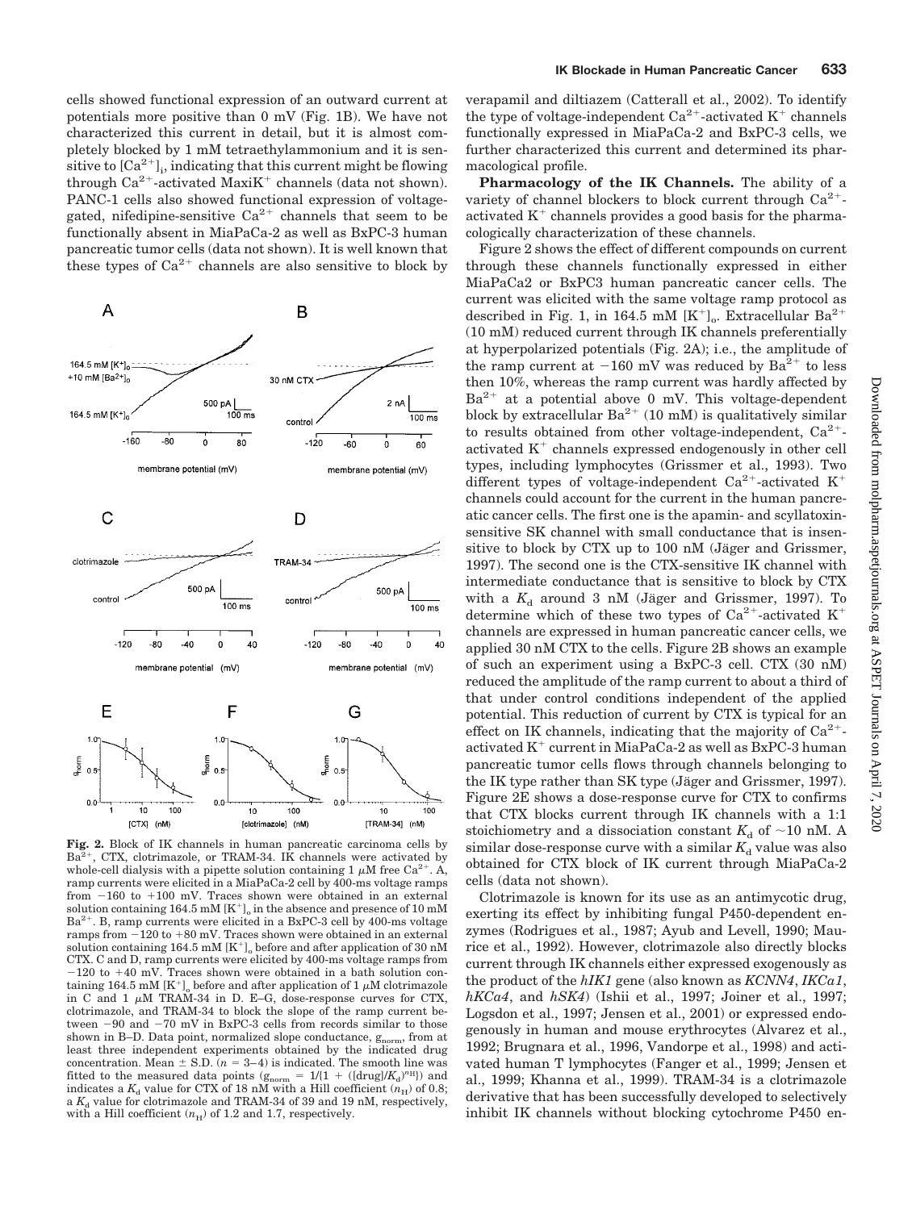cells showed functional expression of an outward current at potentials more positive than 0 mV (Fig. 1B). We have not characterized this current in detail, but it is almost completely blocked by 1 mM tetraethylammonium and it is sensitive to $[Ca^{2+}]_i$, indicating that this current might be flowing through $Ca^{2+}$-activated MaxiK$^+$ channels (data not shown). PANC-1 cells also showed functional expression of voltage-gated, nifedipine-sensitive $Ca^{2+}$ channels that seem to be functionally absent in MiaPaCa-2 as well as BxPC-3 human pancreatic tumor cells (data not shown). It is well known that these types of $Ca^{2+}$ channels are also sensitive to block by verapamil and diltiazem (Catterall et al., 2002). To identify the type of voltage-independent $Ca^{2+}$-activated $K^+$ channels functionally expressed in MiaPaCa-2 and BxPC-3 cells, we further characterized this current and determined its pharmacological profile.

**Pharmacology of the IK Channels.** The ability of a variety of channel blockers to block current through $Ca^{2+}$-activated $K^+$ channels provides a good basis for the pharmacological characterization of these channels.

Figure 2 shows the effect of different compounds on current through these channels functionally expressed in either MiaPaCa2 or BxPC3 human pancreatic cancer cells. The current was elicited with the same voltage ramp protocol as described in Fig. 1, in 164.5 mM $[K^+]_o$. Extracellular $Ba^{2+}$ (10 mM) reduced current through IK channels preferentially at hyperpolarized potentials (Fig. 2A); i.e., the amplitude of the ramp current at −160 mV was reduced by $Ba^{2+}$ to less then 10%, whereas the ramp current was hardly affected by $Ba^{2+}$ at a potential above 0 mV. This voltage-dependent block by extracellular $Ba^{2+}$ (10 mM) is qualitatively similar to results obtained from other voltage-independent, $Ca^{2+}$-activated $K^+$ channels expressed endogenously in other cell types, including lymphocytes (Grissmer et al., 1993). Two different types of voltage-independent $Ca^{2+}$-activated $K^+$ channels could account for the current in the human pancreatic cancer cells. The first one is the apamin- and scyllatoxin-sensitive SK channel with small conductance that is insensitive to block by CTX up to 100 nM (Jäger and Grissmer, 1997). The second one is the CTX-sensitive IK channel with intermediate conductance that is sensitive to block by CTX with a $K_d$ around 3 nM (Jäger and Grissmer, 1997). To determine which of these two types of $Ca^{2+}$-activated $K^+$ channels are expressed in human pancreatic cancer cells, we applied 30 nM CTX to the cells. Figure 2B shows an example of such an experiment using a BxPC-3 cell. CTX (30 nM) reduced the amplitude of the ramp current to about a third of that under control conditions independent of the applied potential. This reduction of current by CTX is typical for an effect on IK channels, indicating that the majority of $Ca^{2+}$-activated $K^+$ current in MiaPaCa-2 as well as BxPC-3 human pancreatic tumor cells flows through channels belonging to the IK type rather than SK type (Jäger and Grissmer, 1997). Figure 2E shows a dose-response curve for CTX to confirms that CTX blocks current through IK channels with a 1:1 stoichiometry and a dissociation constant $K_d$ of ~10 nM. A similar dose-response curve with a similar $K_d$ value was also obtained for CTX block of IK current through MiaPaCa-2 cells (data not shown).

Clotrimazole is known for its use as an antimycotic drug, exerting its effect by inhibiting fungal P450-dependent enzymes (Rodrigues et al., 1987; Ayub and Levell, 1990; Maurice et al., 1992). However, clotrimazole also directly blocks current through IK channels either expressed exogenously as the product of the *hIK1* gene (also known as *KCNN4*, *IKCa1*, *hKCa4*, and *hSK4*) (Ishii et al., 1997; Joiner et al., 1997; Logsdon et al., 1997; Jensen et al., 2001) or expressed endogenously in human and mouse erythrocytes (Alvarez et al., 1992; Brugnara et al., 1996, Vandorpe et al., 1998) and activated human T lymphocytes (Fanger et al., 1999; Jensen et al., 1999; Khanna et al., 1999). TRAM-34 is a clotrimazole derivative that has been successfully developed to selectively inhibit IK channels without blocking cytochrome P450 en-

**Fig. 2.** Block of IK channels in human pancreatic carcinoma cells by $Ba^{2+}$, CTX, clotrimazole, or TRAM-34. IK channels were activated by whole-cell dialysis with a pipette solution containing 1 μM free $Ca^{2+}$. A, ramp currents were elicited in a MiaPaCa-2 cell by 400-ms voltage ramps from −160 to +100 mV. Traces shown were obtained in an external solution containing 164.5 mM $[K^+]_o$ in the absence and presence of 10 mM $Ba^{2+}$. B, ramp currents were elicited in a BxPC-3 cell by 400-ms voltage ramps from −120 to +80 mV. Traces shown were obtained in an external solution containing 164.5 mM $[K^+]_o$ before and after application of 30 nM CTX. C and D, ramp currents were elicited by 400-ms voltage ramps from −120 to +40 mV. Traces shown were obtained in a bath solution containing 164.5 mM $[K^+]_o$ before and after application of 1 μM clotrimazole in C and 1 μM TRAM-34 in D. E–G, dose-response curves for CTX, clotrimazole, and TRAM-34 to block the slope of the ramp current between −90 and −70 mV in BxPC-3 cells from records similar to those shown in B–D. Data point, normalized slope conductance, $g_{norm}$, from at least three independent experiments obtained by the indicated drug concentration. Mean ± S.D. ($n$ = 3–4) is indicated. The smooth line was fitted to the measured data points ($g_{norm} = 1/\{1 + ([drug]/K_d)^{n_H}\}$) and indicates a $K_d$ value for CTX of 18 nM with a Hill coefficient ($n_H$) of 0.8; a $K_d$ value for clotrimazole and TRAM-34 of 39 and 19 nM, respectively, with a Hill coefficient ($n_H$) of 1.2 and 1.7, respectively.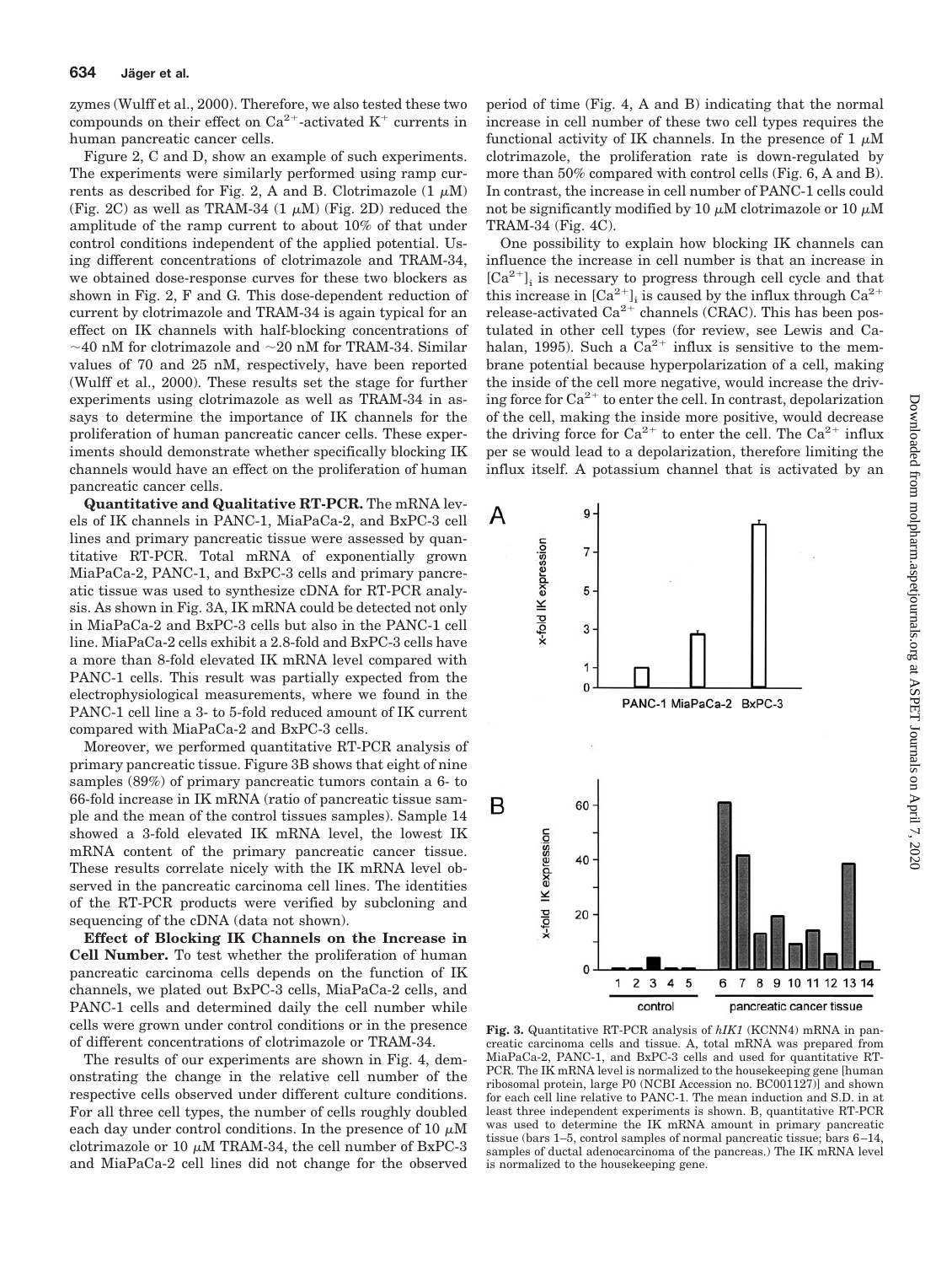zymes (Wulff et al., 2000). Therefore, we also tested these two compounds on their effect on $Ca^{2+}$-activated $K^+$ currents in human pancreatic cancer cells.

Figure 2, C and D, show an example of such experiments. The experiments were similarly performed using ramp currents as described for Fig. 2, A and B. Clotrimazole (1 $\mu$M) (Fig. 2C) as well as TRAM-34 (1 $\mu$M) (Fig. 2D) reduced the amplitude of the ramp current to about 10% of that under control conditions independent of the applied potential. Using different concentrations of clotrimazole and TRAM-34, we obtained dose-response curves for these two blockers as shown in Fig. 2, F and G. This dose-dependent reduction of current by clotrimazole and TRAM-34 is again typical for an effect on IK channels with half-blocking concentrations of ~40 nM for clotrimazole and ~20 nM for TRAM-34. Similar values of 70 and 25 nM, respectively, have been reported (Wulff et al., 2000). These results set the stage for further experiments using clotrimazole as well as TRAM-34 in assays to determine the importance of IK channels for the proliferation of human pancreatic cancer cells. These experiments should demonstrate whether specifically blocking IK channels would have an effect on the proliferation of human pancreatic cancer cells.

**Quantitative and Qualitative RT-PCR.** The mRNA levels of IK channels in PANC-1, MiaPaCa-2, and BxPC-3 cell lines and primary pancreatic tissue were assessed by quantitative RT-PCR. Total mRNA of exponentially grown MiaPaCa-2, PANC-1, and BxPC-3 cells and primary pancreatic tissue was used to synthesize cDNA for RT-PCR analysis. As shown in Fig. 3A, IK mRNA could be detected not only in MiaPaCa-2 and BxPC-3 cells but also in the PANC-1 cell line. MiaPaCa-2 cells exhibit a 2.8-fold and BxPC-3 cells have a more than 8-fold elevated IK mRNA level compared with PANC-1 cells. This result was partially expected from the electrophysiological measurements, where we found in the PANC-1 cell line a 3- to 5-fold reduced amount of IK current compared with MiaPaCa-2 and BxPC-3 cells.

Moreover, we performed quantitative RT-PCR analysis of primary pancreatic tissue. Figure 3B shows that eight of nine samples (89%) of primary pancreatic tumors contain a 6- to 66-fold increase in IK mRNA (ratio of pancreatic tissue sample and the mean of the control tissues samples). Sample 14 showed a 3-fold elevated IK mRNA level, the lowest IK mRNA content of the primary pancreatic cancer tissue. These results correlate nicely with the IK mRNA level observed in the pancreatic carcinoma cell lines. The identities of the RT-PCR products were verified by subcloning and sequencing of the cDNA (data not shown).

**Effect of Blocking IK Channels on the Increase in Cell Number.** To test whether the proliferation of human pancreatic carcinoma cells depends on the function of IK channels, we plated out BxPC-3 cells, MiaPaCa-2 cells, and PANC-1 cells and determined daily the cell number while cells were grown under control conditions or in the presence of different concentrations of clotrimazole or TRAM-34.

The results of our experiments are shown in Fig. 4, demonstrating the change in the relative cell number of the respective cells observed under different culture conditions. For all three cell types, the number of cells roughly doubled each day under control conditions. In the presence of 10 $\mu$M clotrimazole or 10 $\mu$M TRAM-34, the cell number of BxPC-3 and MiaPaCa-2 cell lines did not change for the observed period of time (Fig. 4, A and B) indicating that the normal increase in cell number of these two cell types requires the functional activity of IK channels. In the presence of 1 $\mu$M clotrimazole, the proliferation rate is down-regulated by more than 50% compared with control cells (Fig. 6, A and B). In contrast, the increase in cell number of PANC-1 cells could not be significantly modified by 10 $\mu$M clotrimazole or 10 $\mu$M TRAM-34 (Fig. 4C).

One possibility to explain how blocking IK channels can influence the increase in cell number is that an increase in $[Ca^{2+}]_i$ is necessary to progress through cell cycle and that this increase in $[Ca^{2+}]_i$ is caused by the influx through $Ca^{2+}$ release-activated $Ca^{2+}$ channels (CRAC). This has been postulated in other cell types (for review, see Lewis and Cahalan, 1995). Such a $Ca^{2+}$ influx is sensitive to the membrane potential because hyperpolarization of a cell, making the inside of the cell more negative, would increase the driving force for $Ca^{2+}$ to enter the cell. In contrast, depolarization of the cell, making the inside more positive, would decrease the driving force for $Ca^{2+}$ to enter the cell. The $Ca^{2+}$ influx per se would lead to a depolarization, therefore limiting the influx itself. A potassium channel that is activated by an

**Fig. 3.** Quantitative RT-PCR analysis of *hIK1* (KCNN4) mRNA in pancreatic carcinoma cells and tissue. A, total mRNA was prepared from MiaPaCa-2, PANC-1, and BxPC-3 cells and used for quantitative RT-PCR. The IK mRNA level is normalized to the housekeeping gene [human ribosomal protein, large P0 (NCBI Accession no. BC001127)] and shown for each cell line relative to PANC-1. The mean induction and S.D. in at least three independent experiments is shown. B, quantitative RT-PCR was used to determine the IK mRNA amount in primary pancreatic tissue (bars 1–5, control samples of normal pancreatic tissue; bars 6–14, samples of ductal adenocarcinoma of the pancreas.) The IK mRNA level is normalized to the housekeeping gene.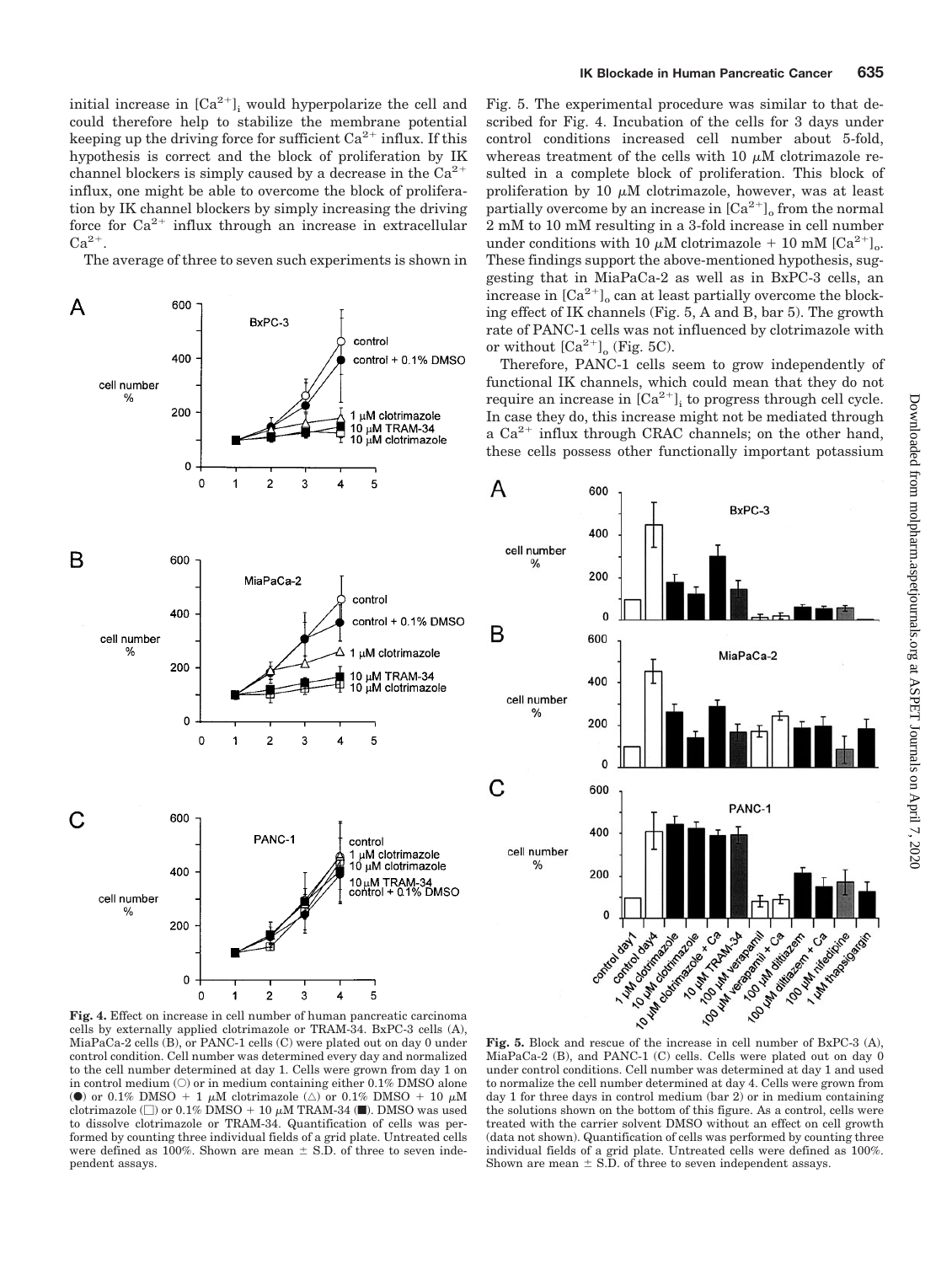initial increase in $[Ca^{2+}]_i$ would hyperpolarize the cell and could therefore help to stabilize the membrane potential keeping up the driving force for sufficient $Ca^{2+}$ influx. If this hypothesis is correct and the block of proliferation by IK channel blockers is simply caused by a decrease in the $Ca^{2+}$ influx, one might be able to overcome the block of proliferation by IK channel blockers by simply increasing the driving force for $Ca^{2+}$ influx through an increase in extracellular $Ca^{2+}$.

The average of three to seven such experiments is shown in Fig. 5. The experimental procedure was similar to that described for Fig. 4. Incubation of the cells for 3 days under control conditions increased cell number about 5-fold, whereas treatment of the cells with 10 μM clotrimazole resulted in a complete block of proliferation. This block of proliferation by 10 μM clotrimazole, however, was at least partially overcome by an increase in $[Ca^{2+}]_o$ from the normal 2 mM to 10 mM resulting in a 3-fold increase in cell number under conditions with 10 μM clotrimazole + 10 mM $[Ca^{2+}]_o$. These findings support the above-mentioned hypothesis, suggesting that in MiaPaCa-2 as well as in BxPC-3 cells, an increase in $[Ca^{2+}]_o$ can at least partially overcome the blocking effect of IK channels (Fig. 5, A and B, bar 5). The growth rate of PANC-1 cells was not influenced by clotrimazole with or without $[Ca^{2+}]_o$ (Fig. 5C).

Therefore, PANC-1 cells seem to grow independently of functional IK channels, which could mean that they do not require an increase in $[Ca^{2+}]_i$ to progress through cell cycle. In case they do, this increase might not be mediated through a $Ca^{2+}$ influx through CRAC channels; on the other hand, these cells possess other functionally important potassium

**Fig. 4.** Effect on increase in cell number of human pancreatic carcinoma cells by externally applied clotrimazole or TRAM-34. BxPC-3 cells (A), MiaPaCa-2 cells (B), or PANC-1 cells (C) were plated out on day 0 under control condition. Cell number was determined every day and normalized to the cell number determined at day 1. Cells were grown from day 1 on in control medium (○) or in medium containing either 0.1% DMSO alone (●) or 0.1% DMSO + 1 μM clotrimazole (△) or 0.1% DMSO + 10 μM clotrimazole (□) or 0.1% DMSO + 10 μM TRAM-34 (■). DMSO was used to dissolve clotrimazole or TRAM-34. Quantification of cells was performed by counting three individual fields of a grid plate. Untreated cells were defined as 100%. Shown are mean ± S.D. of three to seven independent assays.

**Fig. 5.** Block and rescue of the increase in cell number of BxPC-3 (A), MiaPaCa-2 (B), and PANC-1 (C) cells. Cells were plated out on day 0 under control conditions. Cell number was determined at day 1 and used to normalize the cell number determined at day 4. Cells were grown from day 1 for three days in control medium (bar 2) or in medium containing the solutions shown on the bottom of this figure. As a control, cells were treated with the carrier solvent DMSO without an effect on cell growth (data not shown). Quantification of cells was performed by counting three individual fields of a grid plate. Untreated cells were defined as 100%. Shown are mean ± S.D. of three to seven independent assays.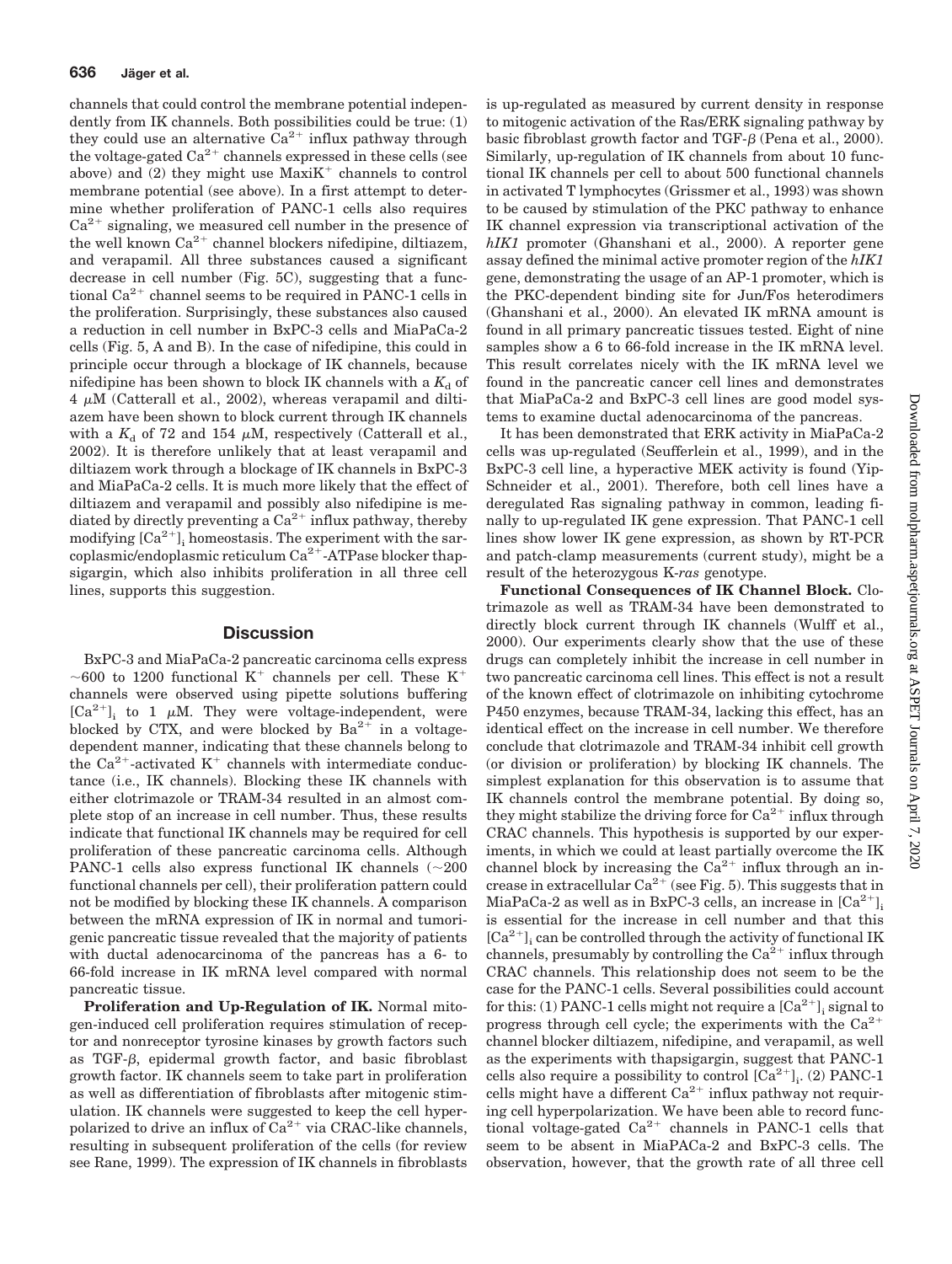channels that could control the membrane potential independently from IK channels. Both possibilities could be true: (1) they could use an alternative $Ca^{2+}$ influx pathway through the voltage-gated $Ca^{2+}$ channels expressed in these cells (see above) and (2) they might use $MaxiK^+$ channels to control membrane potential (see above). In a first attempt to determine whether proliferation of PANC-1 cells also requires $Ca^{2+}$ signaling, we measured cell number in the presence of the well known $Ca^{2+}$ channel blockers nifedipine, diltiazem, and verapamil. All three substances caused a significant decrease in cell number (Fig. 5C), suggesting that a functional $Ca^{2+}$ channel seems to be required in PANC-1 cells in the proliferation. Surprisingly, these substances also caused a reduction in cell number in BxPC-3 cells and MiaPaCa-2 cells (Fig. 5, A and B). In the case of nifedipine, this could in principle occur through a blockage of IK channels, because nifedipine has been shown to block IK channels with a $K_d$ of 4 $\mu$M (Catterall et al., 2002), whereas verapamil and diltiazem have been shown to block current through IK channels with a $K_d$ of 72 and 154 $\mu$M, respectively (Catterall et al., 2002). It is therefore unlikely that at least verapamil and diltiazem work through a blockage of IK channels in BxPC-3 and MiaPaCa-2 cells. It is much more likely that the effect of diltiazem and verapamil and possibly also nifedipine is mediated by directly preventing a $Ca^{2+}$ influx pathway, thereby modifying $[Ca^{2+}]_i$ homeostasis. The experiment with the sarcoplasmic/endoplasmic reticulum $Ca^{2+}$-ATPase blocker thapsigargin, which also inhibits proliferation in all three cell lines, supports this suggestion.

## Discussion

BxPC-3 and MiaPaCa-2 pancreatic carcinoma cells express ~600 to 1200 functional $K^+$ channels per cell. These $K^+$ channels were observed using pipette solutions buffering $[Ca^{2+}]_i$ to 1 $\mu$M. They were voltage-independent, were blocked by CTX, and were blocked by $Ba^{2+}$ in a voltage-dependent manner, indicating that these channels belong to the $Ca^{2+}$-activated $K^+$ channels with intermediate conductance (i.e., IK channels). Blocking these IK channels with either clotrimazole or TRAM-34 resulted in an almost complete stop of an increase in cell number. Thus, these results indicate that functional IK channels may be required for cell proliferation of these pancreatic carcinoma cells. Although PANC-1 cells also express functional IK channels (~200 functional channels per cell), their proliferation pattern could not be modified by blocking these IK channels. A comparison between the mRNA expression of IK in normal and tumorigenic pancreatic tissue revealed that the majority of patients with ductal adenocarcinoma of the pancreas has a 6- to 66-fold increase in IK mRNA level compared with normal pancreatic tissue.

**Proliferation and Up-Regulation of IK.** Normal mitogen-induced cell proliferation requires stimulation of receptor and nonreceptor tyrosine kinases by growth factors such as TGF-$\beta$, epidermal growth factor, and basic fibroblast growth factor. IK channels seem to take part in proliferation as well as differentiation of fibroblasts after mitogenic stimulation. IK channels were suggested to keep the cell hyperpolarized to drive an influx of $Ca^{2+}$ via CRAC-like channels, resulting in subsequent proliferation of the cells (for review see Rane, 1999). The expression of IK channels in fibroblasts is up-regulated as measured by current density in response to mitogenic activation of the Ras/ERK signaling pathway by basic fibroblast growth factor and TGF-$\beta$ (Pena et al., 2000). Similarly, up-regulation of IK channels from about 10 functional IK channels per cell to about 500 functional channels in activated T lymphocytes (Grissmer et al., 1993) was shown to be caused by stimulation of the PKC pathway to enhance IK channel expression via transcriptional activation of the *hIK1* promoter (Ghanshani et al., 2000). A reporter gene assay defined the minimal active promoter region of the *hIK1* gene, demonstrating the usage of an AP-1 promoter, which is the PKC-dependent binding site for Jun/Fos heterodimers (Ghanshani et al., 2000). An elevated IK mRNA amount is found in all primary pancreatic tissues tested. Eight of nine samples show a 6 to 66-fold increase in the IK mRNA level. This result correlates nicely with the IK mRNA level we found in the pancreatic cancer cell lines and demonstrates that MiaPaCa-2 and BxPC-3 cell lines are good model systems to examine ductal adenocarcinoma of the pancreas.

It has been demonstrated that ERK activity in MiaPaCa-2 cells was up-regulated (Seufferlein et al., 1999), and in the BxPC-3 cell line, a hyperactive MEK activity is found (Yip-Schneider et al., 2001). Therefore, both cell lines have a deregulated Ras signaling pathway in common, leading finally to up-regulated IK gene expression. That PANC-1 cell lines show lower IK gene expression, as shown by RT-PCR and patch-clamp measurements (current study), might be a result of the heterozygous K-*ras* genotype.

**Functional Consequences of IK Channel Block.** Clotrimazole as well as TRAM-34 have been demonstrated to directly block current through IK channels (Wulff et al., 2000). Our experiments clearly show that the use of these drugs can completely inhibit the increase in cell number in two pancreatic carcinoma cell lines. This effect is not a result of the known effect of clotrimazole on inhibiting cytochrome P450 enzymes, because TRAM-34, lacking this effect, has an identical effect on the increase in cell number. We therefore conclude that clotrimazole and TRAM-34 inhibit cell growth (or division or proliferation) by blocking IK channels. The simplest explanation for this observation is to assume that IK channels control the membrane potential. By doing so, they might stabilize the driving force for $Ca^{2+}$ influx through CRAC channels. This hypothesis is supported by our experiments, in which we could at least partially overcome the IK channel block by increasing the $Ca^{2+}$ influx through an increase in extracellular $Ca^{2+}$ (see Fig. 5). This suggests that in MiaPaCa-2 as well as in BxPC-3 cells, an increase in $[Ca^{2+}]_i$ is essential for the increase in cell number and that this $[Ca^{2+}]_i$ can be controlled through the activity of functional IK channels, presumably by controlling the $Ca^{2+}$ influx through CRAC channels. This relationship does not seem to be the case for the PANC-1 cells. Several possibilities could account for this: (1) PANC-1 cells might not require a $[Ca^{2+}]_i$ signal to progress through cell cycle; the experiments with the $Ca^{2+}$ channel blocker diltiazem, nifedipine, and verapamil, as well as the experiments with thapsigargin, suggest that PANC-1 cells also require a possibility to control $[Ca^{2+}]_i$. (2) PANC-1 cells might have a different $Ca^{2+}$ influx pathway not requiring cell hyperpolarization. We have been able to record functional voltage-gated $Ca^{2+}$ channels in PANC-1 cells that seem to be absent in MiaPACa-2 and BxPC-3 cells. The observation, however, that the growth rate of all three cell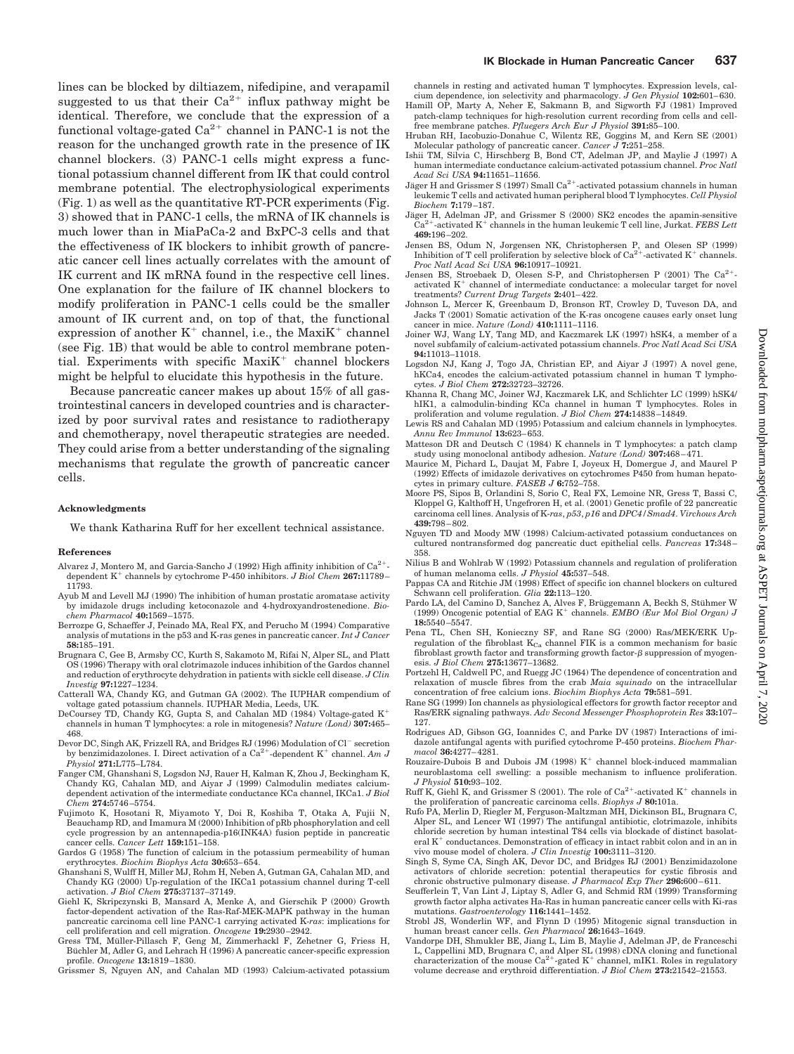lines can be blocked by diltiazem, nifedipine, and verapamil suggested to us that their $Ca^{2+}$ influx pathway might be identical. Therefore, we conclude that the expression of a functional voltage-gated $Ca^{2+}$ channel in PANC-1 is not the reason for the unchanged growth rate in the presence of IK channel blockers. (3) PANC-1 cells might express a functional potassium channel different from IK that could control membrane potential. The electrophysiological experiments (Fig. 1) as well as the quantitative RT-PCR experiments (Fig. 3) showed that in PANC-1 cells, the mRNA of IK channels is much lower than in MiaPaCa-2 and BxPC-3 cells and that the effectiveness of IK blockers to inhibit growth of pancreatic cancer cell lines actually correlates with the amount of IK current and IK mRNA found in the respective cell lines. One explanation for the failure of IK channel blockers to modify proliferation in PANC-1 cells could be the smaller amount of IK current and, on top of that, the functional expression of another $K^+$ channel, i.e., the $MaxiK^+$ channel (see Fig. 1B) that would be able to control membrane potential. Experiments with specific $MaxiK^+$ channel blockers might be helpful to elucidate this hypothesis in the future.

Because pancreatic cancer makes up about 15% of all gastrointestinal cancers in developed countries and is characterized by poor survival rates and resistance to radiotherapy and chemotherapy, novel therapeutic strategies are needed. They could arise from a better understanding of the signaling mechanisms that regulate the growth of pancreatic cancer cells.

#### Acknowledgments

We thank Katharina Ruff for her excellent technical assistance.

#### References

Alvarez J, Montero M, and Garcia-Sancho J (1992) High affinity inhibition of $Ca^{2+}$-dependent $K^+$ channels by cytochrome P-450 inhibitors. *J Biol Chem* **267:**11789–11793.

Ayub M and Levell MJ (1990) The inhibition of human prostatic aromatase activity by imidazole drugs including ketoconazole and 4-hydroxyandrostenedione. *Biochem Pharmacol* **40:**1569–1575.

Berrozpe G, Schaeffer J, Peinado MA, Real FX, and Perucho M (1994) Comparative analysis of mutations in the p53 and K-ras genes in pancreatic cancer. *Int J Cancer* **58:**185–191.

Brugnara C, Gee B, Armsby CC, Kurth S, Sakamoto M, Rifai N, Alper SL, and Platt OS (1996) Therapy with oral clotrimazole induces inhibition of the Gardos channel and reduction of erythrocyte dehydration in patients with sickle cell disease. *J Clin Investig* **97:**1227–1234.

Catterall WA, Chandy KG, and Gutman GA (2002). The IUPHAR compendium of voltage gated potassium channels. IUPHAR Media, Leeds, UK.

DeCoursey TD, Chandy KG, Gupta S, and Cahalan MD (1984) Voltage-gated $K^+$ channels in human T lymphocytes: a role in mitogenesis? *Nature (Lond)* **307:**465–468.

Devor DC, Singh AK, Frizzell RA, and Bridges RJ (1996) Modulation of $Cl^-$ secretion by benzimidazolones. I. Direct activation of a $Ca^{2+}$-dependent $K^+$ channel. *Am J Physiol* **271:**L775–L784.

Fanger CM, Ghanshani S, Logsdon NJ, Rauer H, Kalman K, Zhou J, Beckingham K, Chandy KG, Cahalan MD, and Aiyar J (1999) Calmodulin mediates calcium-dependent activation of the intermediate conductance KCa channel, IKCa1. *J Biol Chem* **274:**5746–5754.

Fujimoto K, Hosotani R, Miyamoto Y, Doi R, Koshiba T, Otaka A, Fujii N, Beauchamp RD, and Imamura M (2000) Inhibition of pRb phosphorylation and cell cycle progression by an antennapedia-p16(INK4A) fusion peptide in pancreatic cancer cells. *Cancer Lett* **159:**151–158.

Gardos G (1958) The function of calcium in the potassium permeability of human erythrocytes. *Biochim Biophys Acta* **30:**653–654.

Ghanshani S, Wulff H, Miller MJ, Rohm H, Neben A, Gutman GA, Cahalan MD, and Chandy KG (2000) Up-regulation of the IKCa1 potassium channel during T-cell activation. *J Biol Chem* **275:**37137–37149.

Giehl K, Skripczynski B, Mansard A, Menke A, and Gierschik P (2000) Growth factor-dependent activation of the Ras-Raf-MEK-MAPK pathway in the human pancreatic carcinoma cell line PANC-1 carrying activated K-*ras*: implications for cell proliferation and cell migration. *Oncogene* **19:**2930–2942.

Gress TM, Müller-Pillasch F, Geng M, Zimmerhackl F, Zehetner G, Friess H, Büchler M, Adler G, and Lehrach H (1996) A pancreatic cancer-specific expression profile. *Oncogene* **13:**1819–1830.

Grissmer S, Nguyen AN, and Cahalan MD (1993) Calcium-activated potassium channels in resting and activated human T lymphocytes. Expression levels, calcium dependence, ion selectivity and pharmacology. *J Gen Physiol* **102:**601–630.

Hamill OP, Marty A, Neher E, Sakmann B, and Sigworth FJ (1981) Improved patch-clamp techniques for high-resolution current recording from cells and cell-free membrane patches. *Pfluegers Arch Eur J Physiol* **391:**85–100.

Hruban RH, Iacobuzio-Donahue C, Wilentz RE, Goggins M, and Kern SE (2001) Molecular pathology of pancreatic cancer. *Cancer J* **7:**251–258.

Ishii TM, Silvia C, Hirschberg B, Bond CT, Adelman JP, and Maylie J (1997) A human intermediate conductance calcium-activated potassium channel. *Proc Natl Acad Sci USA* **94:**11651–11656.

Jäger H and Grissmer S (1997) Small $Ca^{2+}$-activated potassium channels in human leukemic T cells and activated human peripheral blood T lymphocytes. *Cell Physiol Biochem* **7:**179–187.

Jäger H, Adelman JP, and Grissmer S (2000) SK2 encodes the apamin-sensitive $Ca^{2+}$-activated $K^+$ channels in the human leukemic T cell line, Jurkat. *FEBS Lett* **469:**196–202.

Jensen BS, Odum N, Jorgensen NK, Christophersen P, and Olesen SP (1999) Inhibition of T cell proliferation by selective block of $Ca^{2+}$-activated $K^+$ channels. *Proc Natl Acad Sci USA* **96:**10917–10921.

Jensen BS, Stroebaek D, Olesen S-P, and Christophersen P (2001) The $Ca^{2+}$-activated $K^+$ channel of intermediate conductance: a molecular target for novel treatments? *Current Drug Targets* **2:**401–422.

Johnson L, Mercer K, Greenbaum D, Bronson RT, Crowley D, Tuveson DA, and Jacks T (2001) Somatic activation of the K-ras oncogene causes early onset lung cancer in mice. *Nature (Lond)* **410:**1111–1116.

Joiner WJ, Wang LY, Tang MD, and Kaczmarek LK (1997) hSK4, a member of a novel subfamily of calcium-activated potassium channels. *Proc Natl Acad Sci USA* **94:**11013–11018.

Logsdon NJ, Kang J, Togo JA, Christian EP, and Aiyar J (1997) A novel gene, hKCa4, encodes the calcium-activated potassium channel in human T lymphocytes. *J Biol Chem* **272:**32723–32726.

Khanna R, Chang MC, Joiner WJ, Kaczmarek LK, and Schlichter LC (1999) hSK4/hIK1, a calmodulin-binding KCa channel in human T lymphocytes. Roles in proliferation and volume regulation. *J Biol Chem* **274:**14838–14849.

Lewis RS and Cahalan MD (1995) Potassium and calcium channels in lymphocytes. *Annu Rev Immunol* **13:**623–653.

Matteson DR and Deutsch C (1984) K channels in T lymphocytes: a patch clamp study using monoclonal antibody adhesion. *Nature (Lond)* **307:**468–471.

Maurice M, Pichard L, Daujat M, Fabre I, Joyeux H, Domergue J, and Maurel P (1992) Effects of imidazole derivatives on cytochromes P450 from human hepatocytes in primary culture. *FASEB J* **6:**752–758.

Moore PS, Sipos B, Orlandini S, Sorio C, Real FX, Lemoine NR, Gress T, Bassi C, Kloppel G, Kalthoff H, Ungefroren H, et al. (2001) Genetic profile of 22 pancreatic carcinoma cell lines. Analysis of K-*ras*, *p53*, *p16* and *DPC4/Smad4*. *Virchows Arch* **439:**798–802.

Nguyen TD and Moody MW (1998) Calcium-activated potassium conductances on cultured nontransformed dog pancreatic duct epithelial cells. *Pancreas* **17:**348–358.

Nilius B and Wohlrab W (1992) Potassium channels and regulation of proliferation of human melanoma cells. *J Physiol* **45:**537–548.

Pappas CA and Ritchie JM (1998) Effect of specific ion channel blockers on cultured Schwann cell proliferation. *Glia* **22:**113–120.

Pardo LA, del Camino D, Sanchez A, Alves F, Brüggemann A, Beckh S, Stühmer W (1999) Oncogenic potential of EAG $K^+$ channels. *EMBO (Eur Mol Biol Organ) J* **18:**5540–5547.

Pena TL, Chen SH, Konieczny SF, and Rane SG (2000) Ras/MEK/ERK Up-regulation of the fibroblast $K_{Ca}$ channel FIK is a common mechanism for basic fibroblast growth factor and transforming growth factor-β suppression of myogenesis. *J Biol Chem* **275:**13677–13682.

Portzehl H, Caldwell PC, and Ruegg JC (1964) The dependence of concentration and relaxation of muscle fibres from the crab *Maia squinado* on the intracellular concentration of free calcium ions. *Biochim Biophys Acta* **79:**581–591.

Rane SG (1999) Ion channels as physiological effectors for growth factor receptor and Ras/ERK signaling pathways. *Adv Second Messenger Phosphoprotein Res* **33:**107–127.

Rodrigues AD, Gibson GG, Ioannides C, and Parke DV (1987) Interactions of imidazole antifungal agents with purified cytochrome P-450 proteins. *Biochem Pharmacol* **36:**4277–4281.

Rouzaire-Dubois B and Dubois JM (1998) $K^+$ channel block-induced mammalian neuroblastoma cell swelling: a possible mechanism to influence proliferation. *J Physiol* **510:**93–102.

Ruff K, Giehl K, and Grissmer S (2001). The role of $Ca^{2+}$-activated $K^+$ channels in the proliferation of pancreatic carcinoma cells. *Biophys J* **80:**101a.

Rufo PA, Merlin D, Riegler M, Ferguson-Maltzman MH, Dickinson BL, Brugnara C, Alper SL, and Lencer WI (1997) The antifungal antibiotic, clotrimazole, inhibits chloride secretion by human intestinal T84 cells via blockade of distinct basolateral $K^+$ conductances. Demonstration of efficacy in intact rabbit colon and in an in vivo mouse model of cholera. *J Clin Investig* **100:**3111–3120.

Singh S, Syme CA, Singh AK, Devor DC, and Bridges RJ (2001) Benzimidazolone activators of chloride secretion: potential therapeutics for cystic fibrosis and chronic obstructive pulmonary disease. *J Pharmacol Exp Ther* **296:**600–611.

Seufferlein T, Van Lint J, Liptay S, Adler G, and Schmid RM (1999) Transforming growth factor alpha activates Ha-Ras in human pancreatic cancer cells with Ki-ras mutations. *Gastroenterology* **116:**1441–1452.

Strobl JS, Wonderlin WF, and Flynn D (1995) Mitogenic signal transduction in human breast cancer cells. *Gen Pharmacol* **26:**1643–1649.

Vandorpe DH, Shmukler BE, Jiang L, Lim B, Maylie J, Adelman JP, de Franceschi L, Cappellini MD, Brugnara C, and Alper SL (1998) cDNA cloning and functional characterization of the mouse $Ca^{2+}$-gated $K^+$ channel, mIK1. Roles in regulatory volume decrease and erythroid differentiation. *J Biol Chem* **273:**21542–21553.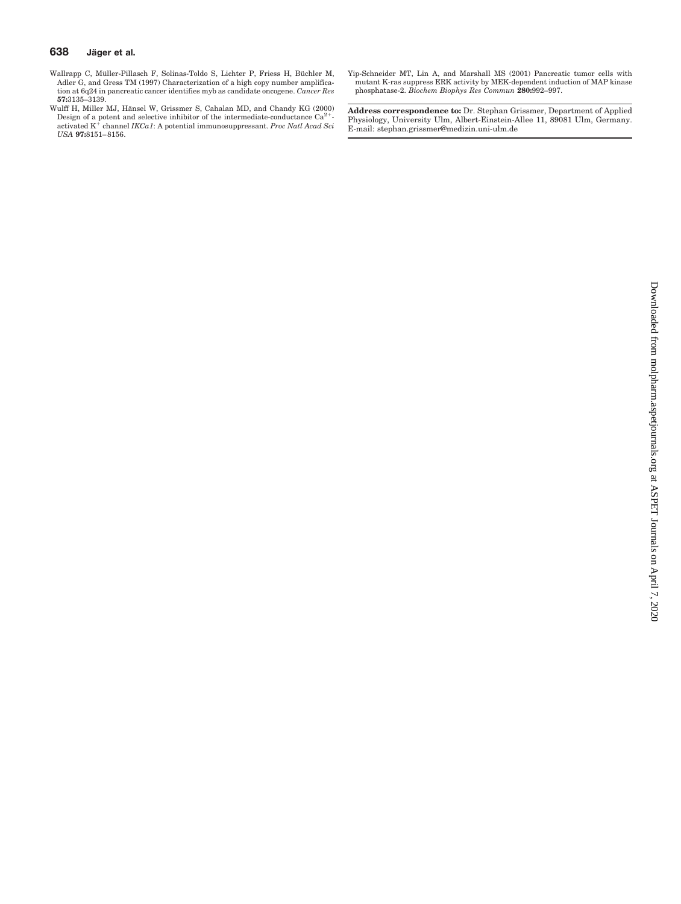Wallrapp C, Müller-Pillasch F, Solinas-Toldo S, Lichter P, Friess H, Büchler M, Adler G, and Gress TM (1997) Characterization of a high copy number amplification at 6q24 in pancreatic cancer identifies myb as candidate oncogene. *Cancer Res* **57:**3135–3139.

Wulff H, Miller MJ, Hänsel W, Grissmer S, Cahalan MD, and Chandy KG (2000) Design of a potent and selective inhibitor of the intermediate-conductance $Ca^{2+}$-activated $K^+$ channel *IKCa1*: A potential immunosuppressant. *Proc Natl Acad Sci USA* **97:**8151–8156.

Yip-Schneider MT, Lin A, and Marshall MS (2001) Pancreatic tumor cells with mutant K-ras suppress ERK activity by MEK-dependent induction of MAP kinase phosphatase-2. *Biochem Biophys Res Commun* **280:**992–997.

**Address correspondence to:** Dr. Stephan Grissmer, Department of Applied Physiology, University Ulm, Albert-Einstein-Allee 11, 89081 Ulm, Germany. E-mail: stephan.grissmer@medizin.uni-ulm.de